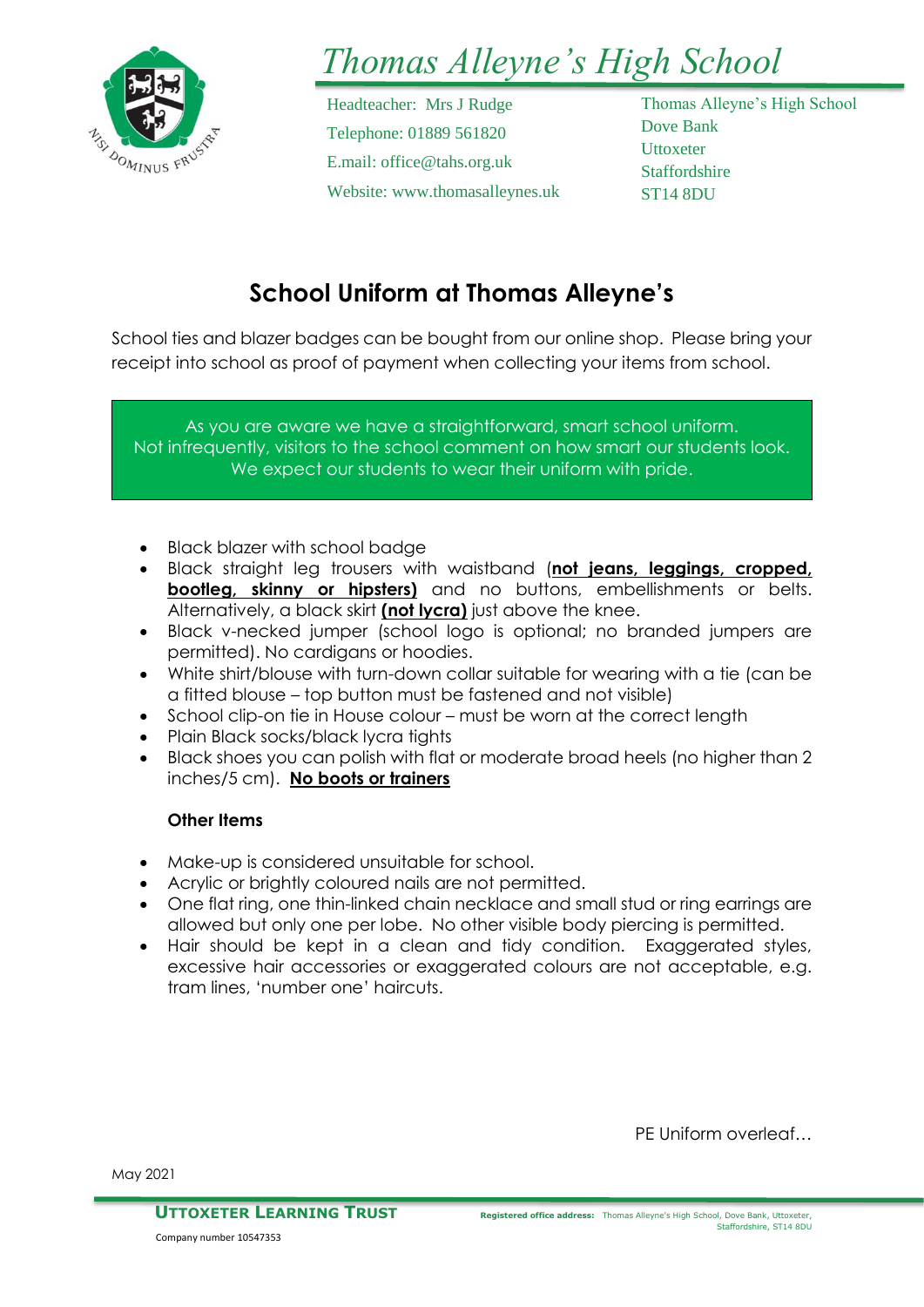# Thomas Alleyne's High School

Headteacher: Mrs J Rudge
Telephone: 01889 561820
E.mail: office@tahs.org.uk
Website: www.thomasalleynes.uk

Thomas Alleyne's High School
Dove Bank
Uttoxeter
Staffordshire
ST14 8DU

## School Uniform at Thomas Alleyne's

School ties and blazer badges can be bought from our online shop. Please bring your receipt into school as proof of payment when collecting your items from school.

As you are aware we have a straightforward, smart school uniform.
Not infrequently, visitors to the school comment on how smart our students look.
We expect our students to wear their uniform with pride.

- Black blazer with school badge
- Black straight leg trousers with waistband (**not jeans, leggings, cropped, bootleg, skinny or hipsters)** and no buttons, embellishments or belts. Alternatively, a black skirt **(not lycra)** just above the knee.
- Black v-necked jumper (school logo is optional; no branded jumpers are permitted). No cardigans or hoodies.
- White shirt/blouse with turn-down collar suitable for wearing with a tie (can be a fitted blouse – top button must be fastened and not visible)
- School clip-on tie in House colour – must be worn at the correct length
- Plain Black socks/black lycra tights
- Black shoes you can polish with flat or moderate broad heels (no higher than 2 inches/5 cm). **No boots or trainers**

**Other Items**

- Make-up is considered unsuitable for school.
- Acrylic or brightly coloured nails are not permitted.
- One flat ring, one thin-linked chain necklace and small stud or ring earrings are allowed but only one per lobe. No other visible body piercing is permitted.
- Hair should be kept in a clean and tidy condition. Exaggerated styles, excessive hair accessories or exaggerated colours are not acceptable, e.g. tram lines, 'number one' haircuts.

PE Uniform overleaf…

May 2021

**UTTOXETER LEARNING TRUST**
Company number 10547353

**Registered office address:** Thomas Alleyne's High School, Dove Bank, Uttoxeter, Staffordshire, ST14 8DU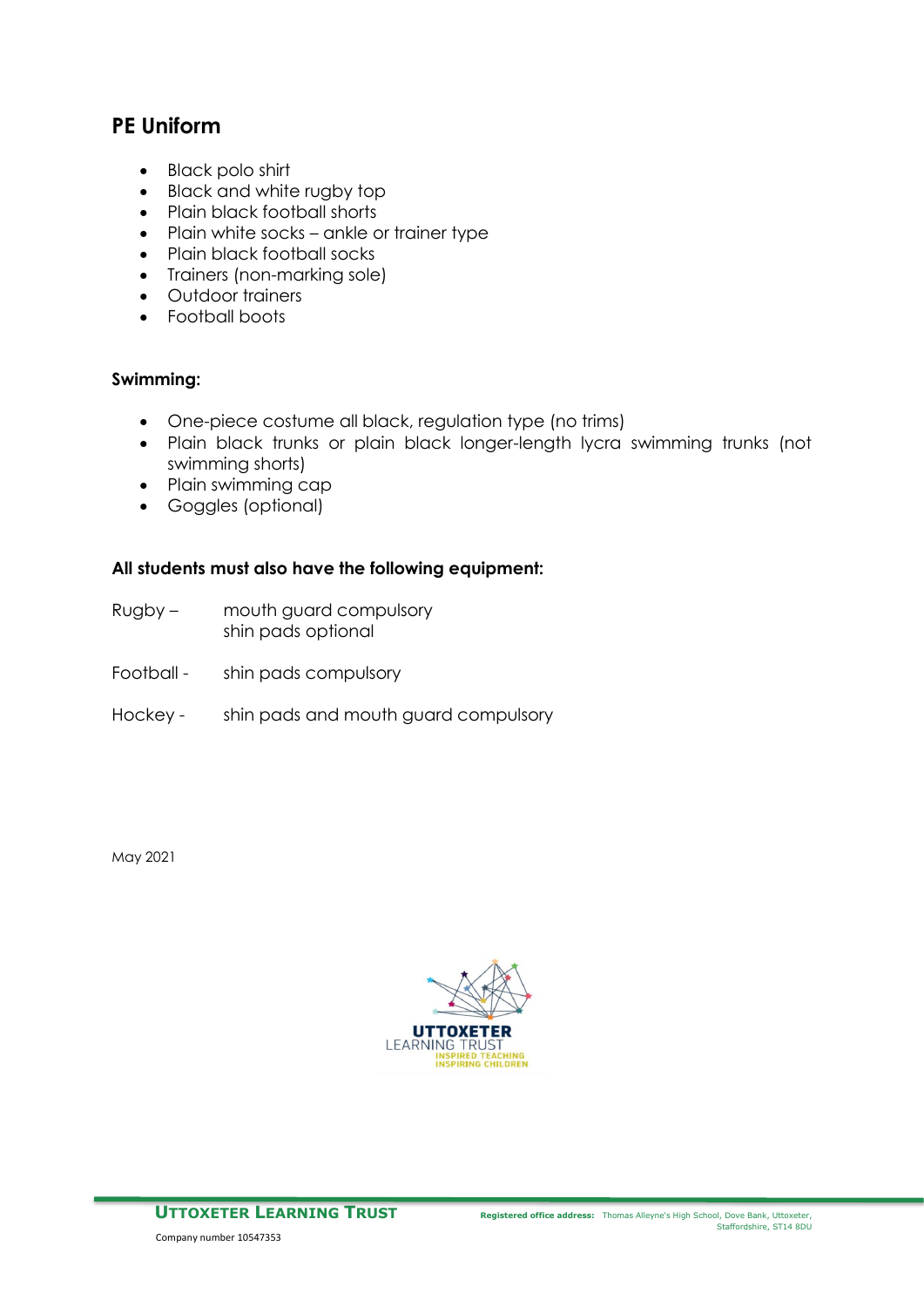## PE Uniform

- Black polo shirt
- Black and white rugby top
- Plain black football shorts
- Plain white socks – ankle or trainer type
- Plain black football socks
- Trainers (non-marking sole)
- Outdoor trainers
- Football boots

**Swimming:**

- One-piece costume all black, regulation type (no trims)
- Plain black trunks or plain black longer-length lycra swimming trunks (not swimming shorts)
- Plain swimming cap
- Goggles (optional)

**All students must also have the following equipment:**

| | |
|---|---|
| Rugby – | mouth guard compulsory<br>shin pads optional |
| Football - | shin pads compulsory |
| Hockey - | shin pads and mouth guard compulsory |

May 2021

UTTOXETER LEARNING TRUST
INSPIRED TEACHING INSPIRING CHILDREN

**UTTOXETER LEARNING TRUST**

Company number 10547353

**Registered office address:** Thomas Alleyne's High School, Dove Bank, Uttoxeter, Staffordshire, ST14 8DU